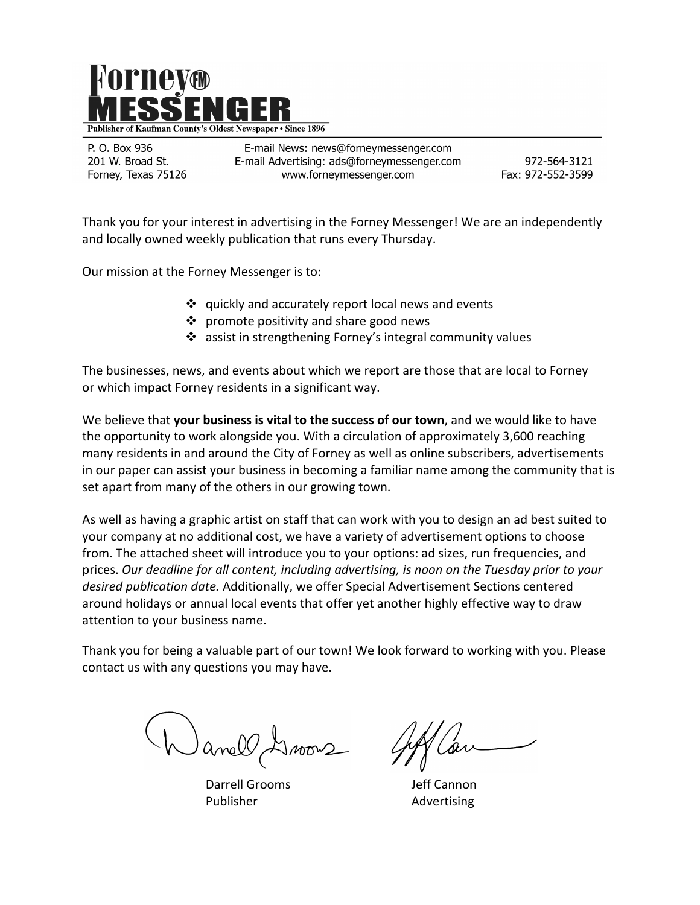# Forney Messenger

**Publisher of Kaufman County's Oldest Newspaper • Since 1896**

P. O. Box 936
201 W. Broad St.
Forney, Texas 75126

E-mail News: news@forneymessenger.com
E-mail Advertising: ads@forneymessenger.com
www.forneymessenger.com

972-564-3121
Fax: 972-552-3599

Thank you for your interest in advertising in the Forney Messenger! We are an independently and locally owned weekly publication that runs every Thursday.

Our mission at the Forney Messenger is to:

- quickly and accurately report local news and events
- promote positivity and share good news
- assist in strengthening Forney's integral community values

The businesses, news, and events about which we report are those that are local to Forney or which impact Forney residents in a significant way.

We believe that **your business is vital to the success of our town**, and we would like to have the opportunity to work alongside you. With a circulation of approximately 3,600 reaching many residents in and around the City of Forney as well as online subscribers, advertisements in our paper can assist your business in becoming a familiar name among the community that is set apart from many of the others in our growing town.

As well as having a graphic artist on staff that can work with you to design an ad best suited to your company at no additional cost, we have a variety of advertisement options to choose from. The attached sheet will introduce you to your options: ad sizes, run frequencies, and prices. *Our deadline for all content, including advertising, is noon on the Tuesday prior to your desired publication date.* Additionally, we offer Special Advertisement Sections centered around holidays or annual local events that offer yet another highly effective way to draw attention to your business name.

Thank you for being a valuable part of our town! We look forward to working with you. Please contact us with any questions you may have.

Darrell Grooms
Publisher

Jeff Cannon
Advertising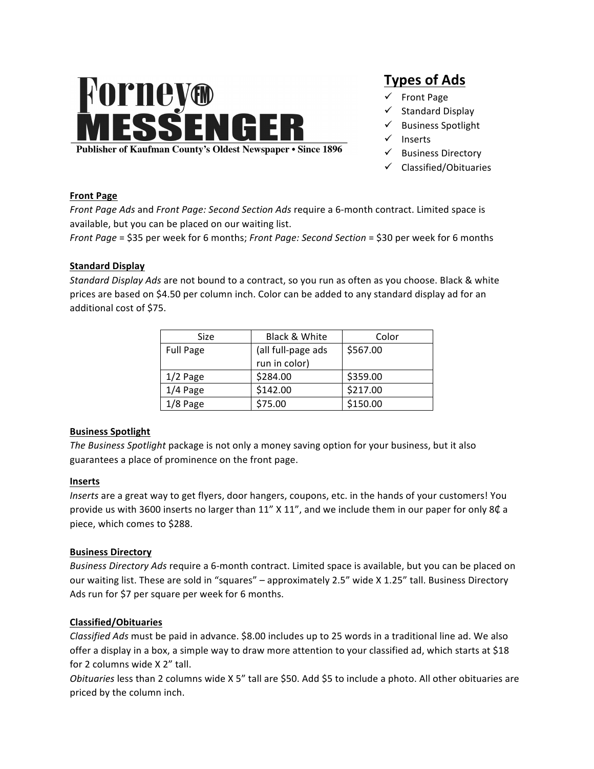# Forney FM MESSENGER

Publisher of Kaufman County's Oldest Newspaper • Since 1896

## Types of Ads

- ✓ Front Page
- ✓ Standard Display
- ✓ Business Spotlight
- ✓ Inserts
- ✓ Business Directory
- ✓ Classified/Obituaries

### Front Page

*Front Page Ads* and *Front Page: Second Section Ads* require a 6-month contract. Limited space is available, but you can be placed on our waiting list.

*Front Page* = $35 per week for 6 months; *Front Page: Second Section* = $30 per week for 6 months

### Standard Display

*Standard Display Ads* are not bound to a contract, so you run as often as you choose. Black & white prices are based on $4.50 per column inch. Color can be added to any standard display ad for an additional cost of $75.

| Size | Black & White | Color |
|---|---|---|
| Full Page | (all full-page ads run in color) | $567.00 |
| 1/2 Page | $284.00 | $359.00 |
| 1/4 Page | $142.00 | $217.00 |
| 1/8 Page | $75.00 | $150.00 |

### Business Spotlight

*The Business Spotlight* package is not only a money saving option for your business, but it also guarantees a place of prominence on the front page.

### Inserts

*Inserts* are a great way to get flyers, door hangers, coupons, etc. in the hands of your customers! You provide us with 3600 inserts no larger than 11" X 11", and we include them in our paper for only 8₵ a piece, which comes to $288.

### Business Directory

*Business Directory Ads* require a 6-month contract. Limited space is available, but you can be placed on our waiting list. These are sold in "squares" – approximately 2.5" wide X 1.25" tall. Business Directory Ads run for $7 per square per week for 6 months.

### Classified/Obituaries

*Classified Ads* must be paid in advance. $8.00 includes up to 25 words in a traditional line ad. We also offer a display in a box, a simple way to draw more attention to your classified ad, which starts at $18 for 2 columns wide X 2" tall.

*Obituaries* less than 2 columns wide X 5" tall are $50. Add $5 to include a photo. All other obituaries are priced by the column inch.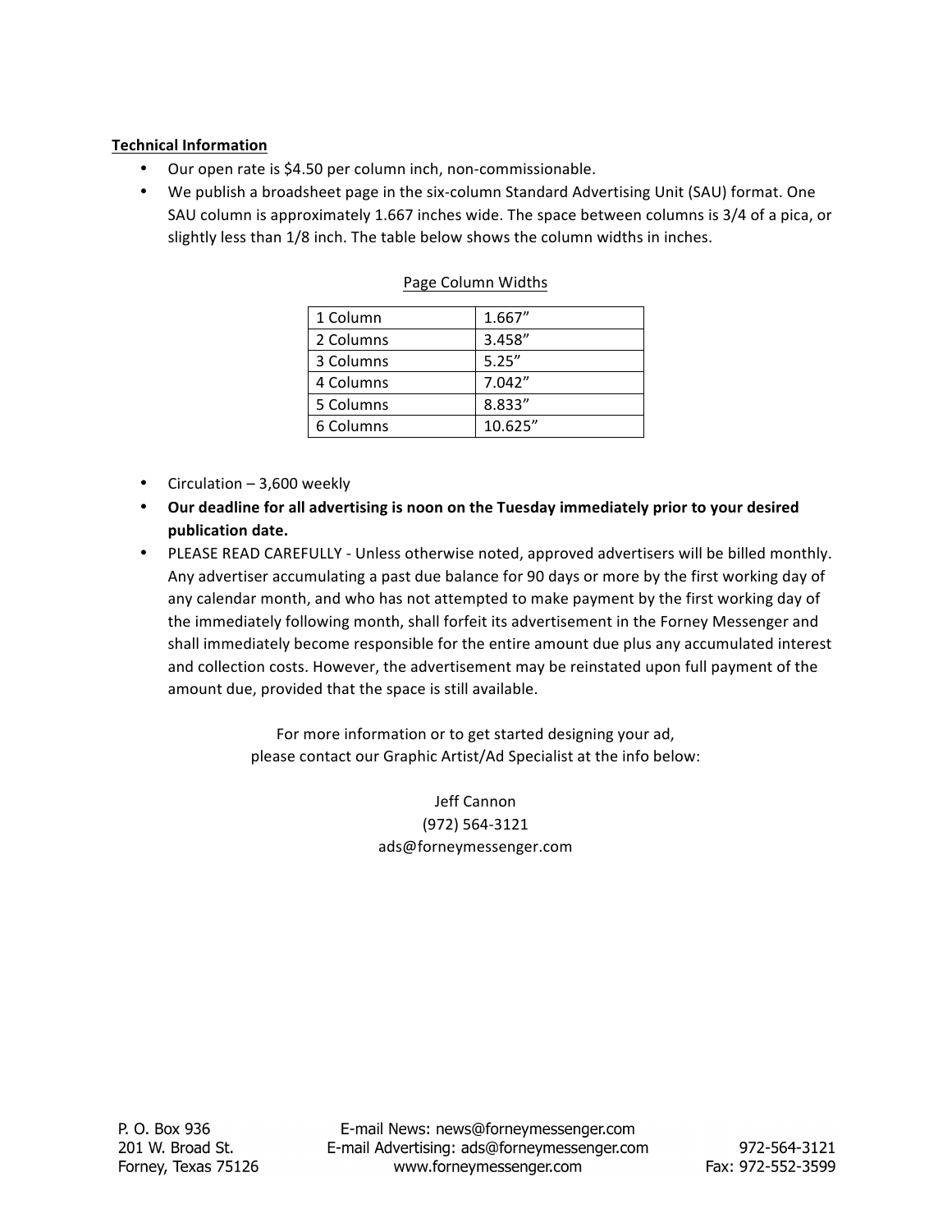**Technical Information**

- Our open rate is $4.50 per column inch, non-commissionable.
- We publish a broadsheet page in the six-column Standard Advertising Unit (SAU) format. One SAU column is approximately 1.667 inches wide. The space between columns is 3/4 of a pica, or slightly less than 1/8 inch. The table below shows the column widths in inches.

Page Column Widths

| | |
|---|---|
| 1 Column | 1.667" |
| 2 Columns | 3.458" |
| 3 Columns | 5.25" |
| 4 Columns | 7.042" |
| 5 Columns | 8.833" |
| 6 Columns | 10.625" |

- Circulation – 3,600 weekly
- **Our deadline for all advertising is noon on the Tuesday immediately prior to your desired publication date.**
- PLEASE READ CAREFULLY - Unless otherwise noted, approved advertisers will be billed monthly. Any advertiser accumulating a past due balance for 90 days or more by the first working day of any calendar month, and who has not attempted to make payment by the first working day of the immediately following month, shall forfeit its advertisement in the Forney Messenger and shall immediately become responsible for the entire amount due plus any accumulated interest and collection costs. However, the advertisement may be reinstated upon full payment of the amount due, provided that the space is still available.

For more information or to get started designing your ad,
please contact our Graphic Artist/Ad Specialist at the info below:

Jeff Cannon
(972) 564-3121
ads@forneymessenger.com

P. O. Box 936
201 W. Broad St.
Forney, Texas 75126

E-mail News: news@forneymessenger.com
E-mail Advertising: ads@forneymessenger.com
www.forneymessenger.com

972-564-3121
Fax: 972-552-3599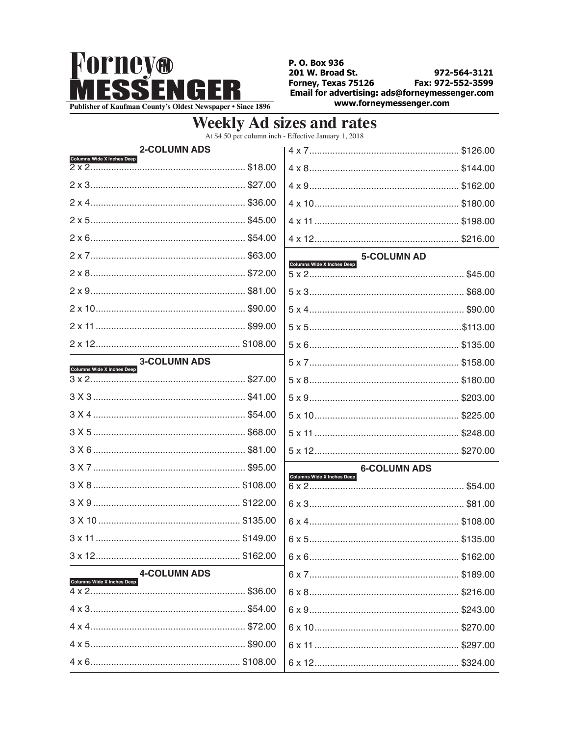# Forney MESSENGER

**Publisher of Kaufman County's Oldest Newspaper • Since 1896**

**P. O. Box 936**
**201 W. Broad St.**
**Forney, Texas 75126**
**972-564-3121**
**Fax: 972-552-3599**
**Email for advertising: ads@forneymessenger.com**
**www.forneymessenger.com**

## Weekly Ad sizes and rates

At $4.50 per column inch - Effective January 1, 2018

### 2-COLUMN ADS

Columns Wide X Inches Deep

| | |
|---|---|
| 2 x 2 | $18.00 |
| 2 x 3 | $27.00 |
| 2 x 4 | $36.00 |
| 2 x 5 | $45.00 |
| 2 x 6 | $54.00 |
| 2 x 7 | $63.00 |
| 2 x 8 | $72.00 |
| 2 x 9 | $81.00 |
| 2 x 10 | $90.00 |
| 2 x 11 | $99.00 |
| 2 x 12 | $108.00 |

### 3-COLUMN ADS

Columns Wide X Inches Deep

| | |
|---|---|
| 3 x 2 | $27.00 |
| 3 X 3 | $41.00 |
| 3 X 4 | $54.00 |
| 3 X 5 | $68.00 |
| 3 X 6 | $81.00 |
| 3 X 7 | $95.00 |
| 3 X 8 | $108.00 |
| 3 X 9 | $122.00 |
| 3 X 10 | $135.00 |
| 3 x 11 | $149.00 |
| 3 x 12 | $162.00 |

### 4-COLUMN ADS

Columns Wide X Inches Deep

| | |
|---|---|
| 4 x 2 | $36.00 |
| 4 x 3 | $54.00 |
| 4 x 4 | $72.00 |
| 4 x 5 | $90.00 |
| 4 x 6 | $108.00 |
| 4 x 7 | $126.00 |
| 4 x 8 | $144.00 |
| 4 x 9 | $162.00 |
| 4 x 10 | $180.00 |
| 4 x 11 | $198.00 |
| 4 x 12 | $216.00 |

### 5-COLUMN AD

Columns Wide X Inches Deep

| | |
|---|---|
| 5 x 2 | $45.00 |
| 5 x 3 | $68.00 |
| 5 x 4 | $90.00 |
| 5 x 5 | $113.00 |
| 5 x 6 | $135.00 |
| 5 x 7 | $158.00 |
| 5 x 8 | $180.00 |
| 5 x 9 | $203.00 |
| 5 x 10 | $225.00 |
| 5 x 11 | $248.00 |
| 5 x 12 | $270.00 |

### 6-COLUMN ADS

Columns Wide X Inches Deep

| | |
|---|---|
| 6 x 2 | $54.00 |
| 6 x 3 | $81.00 |
| 6 x 4 | $108.00 |
| 6 x 5 | $135.00 |
| 6 x 6 | $162.00 |
| 6 x 7 | $189.00 |
| 6 x 8 | $216.00 |
| 6 x 9 | $243.00 |
| 6 x 10 | $270.00 |
| 6 x 11 | $297.00 |
| 6 x 12 | $324.00 |